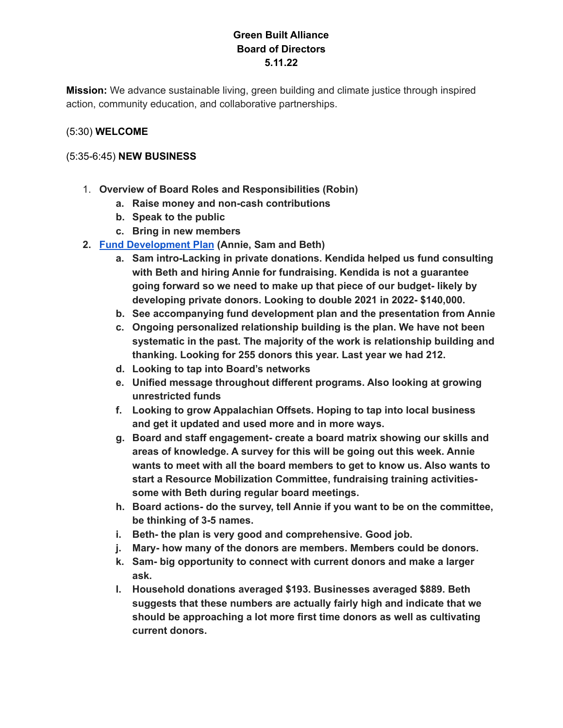**Green Built Alliance**
**Board of Directors**
**5.11.22**

**Mission:** We advance sustainable living, green building and climate justice through inspired action, community education, and collaborative partnerships.

(5:30) **WELCOME**

(5:35-6:45) **NEW BUSINESS**

1. **Overview of Board Roles and Responsibilities (Robin)**
   a. **Raise money and non-cash contributions**
   b. **Speak to the public**
   c. **Bring in new members**
2. **Fund Development Plan (Annie, Sam and Beth)**
   a. **Sam intro-Lacking in private donations. Kendida helped us fund consulting with Beth and hiring Annie for fundraising. Kendida is not a guarantee going forward so we need to make up that piece of our budget- likely by developing private donors. Looking to double 2021 in 2022- $140,000.**
   b. **See accompanying fund development plan and the presentation from Annie**
   c. **Ongoing personalized relationship building is the plan. We have not been systematic in the past. The majority of the work is relationship building and thanking. Looking for 255 donors this year. Last year we had 212.**
   d. **Looking to tap into Board's networks**
   e. **Unified message throughout different programs. Also looking at growing unrestricted funds**
   f. **Looking to grow Appalachian Offsets. Hoping to tap into local business and get it updated and used more and in more ways.**
   g. **Board and staff engagement- create a board matrix showing our skills and areas of knowledge. A survey for this will be going out this week. Annie wants to meet with all the board members to get to know us. Also wants to start a Resource Mobilization Committee, fundraising training activities- some with Beth during regular board meetings.**
   h. **Board actions- do the survey, tell Annie if you want to be on the committee, be thinking of 3-5 names.**
   i. **Beth- the plan is very good and comprehensive. Good job.**
   j. **Mary- how many of the donors are members. Members could be donors.**
   k. **Sam- big opportunity to connect with current donors and make a larger ask.**
   l. **Household donations averaged $193. Businesses averaged $889. Beth suggests that these numbers are actually fairly high and indicate that we should be approaching a lot more first time donors as well as cultivating current donors.**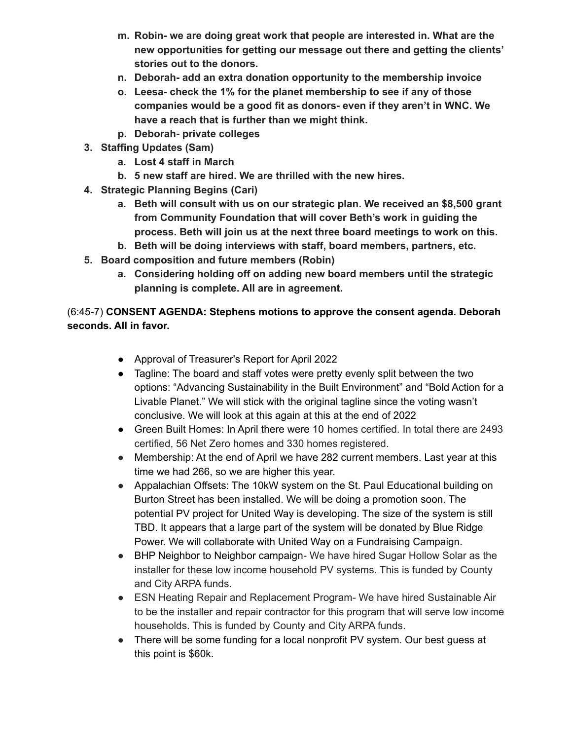m. **Robin- we are doing great work that people are interested in. What are the new opportunities for getting our message out there and getting the clients' stories out to the donors.**
   n. **Deborah- add an extra donation opportunity to the membership invoice**
   o. **Leesa- check the 1% for the planet membership to see if any of those companies would be a good fit as donors- even if they aren't in WNC. We have a reach that is further than we might think.**
   p. **Deborah- private colleges**

3. **Staffing Updates (Sam)**
   a. **Lost 4 staff in March**
   b. **5 new staff are hired. We are thrilled with the new hires.**
4. **Strategic Planning Begins (Cari)**
   a. **Beth will consult with us on our strategic plan. We received an $8,500 grant from Community Foundation that will cover Beth's work in guiding the process. Beth will join us at the next three board meetings to work on this.**
   b. **Beth will be doing interviews with staff, board members, partners, etc.**
5. **Board composition and future members (Robin)**
   a. **Considering holding off on adding new board members until the strategic planning is complete. All are in agreement.**

(6:45-7) **CONSENT AGENDA: Stephens motions to approve the consent agenda. Deborah seconds. All in favor.**

- Approval of Treasurer's Report for April 2022
- Tagline: The board and staff votes were pretty evenly split between the two options: "Advancing Sustainability in the Built Environment" and "Bold Action for a Livable Planet." We will stick with the original tagline since the voting wasn't conclusive. We will look at this again at this at the end of 2022
- Green Built Homes: In April there were 10 homes certified. In total there are 2493 certified, 56 Net Zero homes and 330 homes registered.
- Membership: At the end of April we have 282 current members. Last year at this time we had 266, so we are higher this year.
- Appalachian Offsets: The 10kW system on the St. Paul Educational building on Burton Street has been installed. We will be doing a promotion soon. The potential PV project for United Way is developing. The size of the system is still TBD. It appears that a large part of the system will be donated by Blue Ridge Power. We will collaborate with United Way on a Fundraising Campaign.
- BHP Neighbor to Neighbor campaign- We have hired Sugar Hollow Solar as the installer for these low income household PV systems. This is funded by County and City ARPA funds.
- ESN Heating Repair and Replacement Program- We have hired Sustainable Air to be the installer and repair contractor for this program that will serve low income households. This is funded by County and City ARPA funds.
- There will be some funding for a local nonprofit PV system. Our best guess at this point is $60k.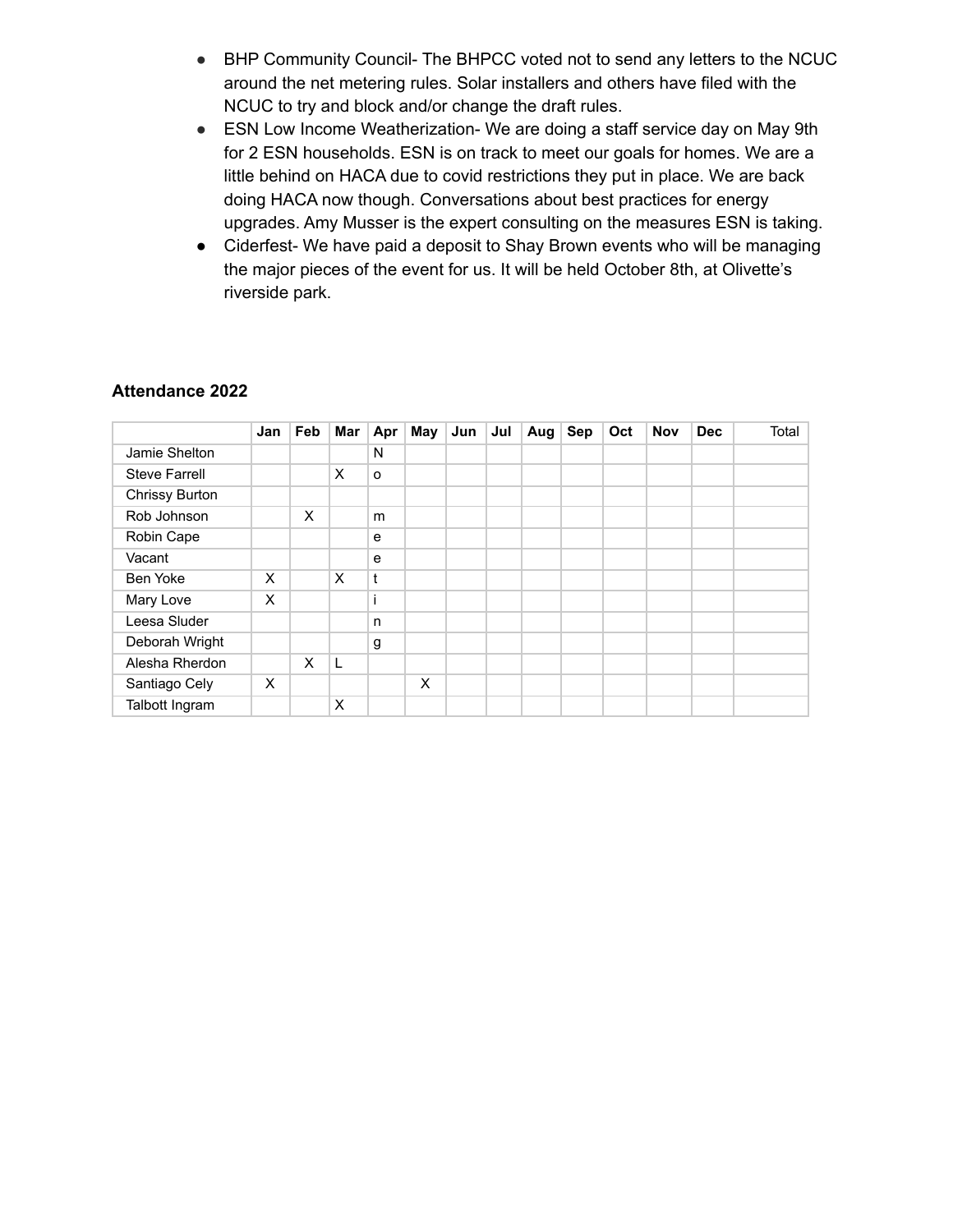- BHP Community Council- The BHPCC voted not to send any letters to the NCUC around the net metering rules. Solar installers and others have filed with the NCUC to try and block and/or change the draft rules.
- ESN Low Income Weatherization- We are doing a staff service day on May 9th for 2 ESN households. ESN is on track to meet our goals for homes. We are a little behind on HACA due to covid restrictions they put in place. We are back doing HACA now though. Conversations about best practices for energy upgrades. Amy Musser is the expert consulting on the measures ESN is taking.
- Ciderfest- We have paid a deposit to Shay Brown events who will be managing the major pieces of the event for us. It will be held October 8th, at Olivette's riverside park.

### Attendance 2022

| | Jan | Feb | Mar | Apr | May | Jun | Jul | Aug | Sep | Oct | Nov | Dec | Total |
|---|---|---|---|---|---|---|---|---|---|---|---|---|---|
| Jamie Shelton | | | | N | | | | | | | | | |
| Steve Farrell | | | X | o | | | | | | | | | |
| Chrissy Burton | | | | | | | | | | | | | |
| Rob Johnson | | X | | m | | | | | | | | | |
| Robin Cape | | | | e | | | | | | | | | |
| Vacant | | | | e | | | | | | | | | |
| Ben Yoke | X | | X | t | | | | | | | | | |
| Mary Love | X | | | i | | | | | | | | | |
| Leesa Sluder | | | | n | | | | | | | | | |
| Deborah Wright | | | | g | | | | | | | | | |
| Alesha Rherdon | | X | L | | | | | | | | | | |
| Santiago Cely | X | | | | X | | | | | | | | |
| Talbott Ingram | | | X | | | | | | | | | | |